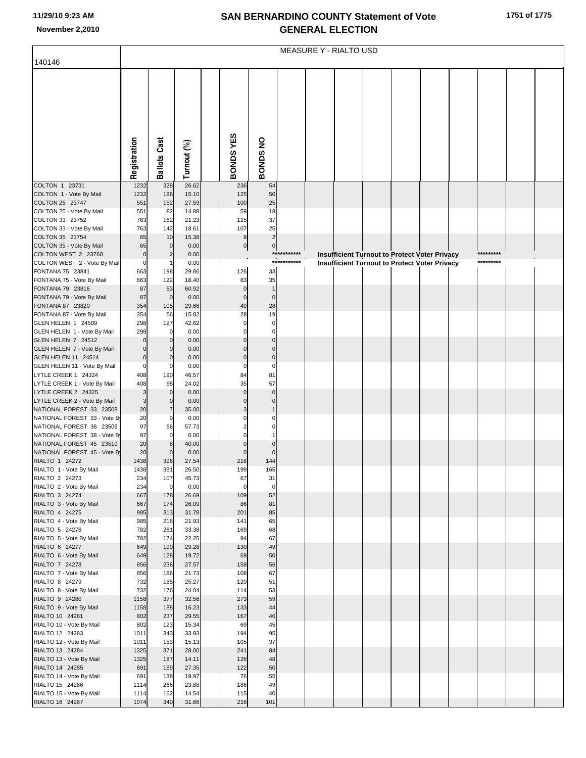# SAN BERNARDINO COUNTY Statement of Vote
# GENERAL ELECTION

11/29/10 9:23 AM
November 2,2010

MEASURE Y - RIALTO USD

140146

| | Registration | Ballots Cast | Turnout (%) | | BONDS YES | BONDS NO | | | | | | | | | | |
|---|---|---|---|---|---|---|---|---|---|---|---|---|---|---|---|---|
| COLTON 1 23731 | 1232 | 328 | 26.62 | | 236 | 54 | | | | | | | | | | |
| COLTON 1 - Vote By Mail | 1232 | 186 | 15.10 | | 125 | 50 | | | | | | | | | | |
| COLTON 25 23747 | 551 | 152 | 27.59 | | 100 | 25 | | | | | | | | | | |
| COLTON 25 - Vote By Mail | 551 | 82 | 14.88 | | 59 | 18 | | | | | | | | | | |
| COLTON 33 23752 | 763 | 162 | 21.23 | | 115 | 37 | | | | | | | | | | |
| COLTON 33 - Vote By Mail | 763 | 142 | 18.61 | | 107 | 25 | | | | | | | | | | |
| COLTON 35 23754 | 65 | 10 | 15.38 | | 8 | 2 | | | | | | | | | | |
| COLTON 35 - Vote By Mail | 65 | 0 | 0.00 | | 0 | 0 | | | | | | | | | | |
| COLTON WEST 2 23760 | 0 | 2 | 0.00 | | | | *********** | Insufficient Turnout to Protect Voter Privacy | | | | | | ********* | | |
| COLTON WEST 2 - Vote By Mail | 0 | 1 | 0.00 | | | | *********** | Insufficient Turnout to Protect Voter Privacy | | | | | | ********* | | |
| FONTANA 75 23841 | 663 | 198 | 29.86 | | 126 | 33 | | | | | | | | | | |
| FONTANA 75 - Vote By Mail | 663 | 122 | 18.40 | | 83 | 35 | | | | | | | | | | |
| FONTANA 79 23816 | 87 | 53 | 60.92 | | 0 | 1 | | | | | | | | | | |
| FONTANA 79 - Vote By Mail | 87 | 0 | 0.00 | | 0 | 0 | | | | | | | | | | |
| FONTANA 87 23820 | 354 | 105 | 29.66 | | 49 | 28 | | | | | | | | | | |
| FONTANA 87 - Vote By Mail | 354 | 56 | 15.82 | | 28 | 19 | | | | | | | | | | |
| GLEN HELEN 1 24509 | 298 | 127 | 42.62 | | 0 | 0 | | | | | | | | | | |
| GLEN HELEN 1 - Vote By Mail | 298 | 0 | 0.00 | | 0 | 0 | | | | | | | | | | |
| GLEN HELEN 7 24512 | 0 | 0 | 0.00 | | 0 | 0 | | | | | | | | | | |
| GLEN HELEN 7 - Vote By Mail | 0 | 0 | 0.00 | | 0 | 0 | | | | | | | | | | |
| GLEN HELEN 11 24514 | 0 | 0 | 0.00 | | 0 | 0 | | | | | | | | | | |
| GLEN HELEN 11 - Vote By Mail | 0 | 0 | 0.00 | | 0 | 0 | | | | | | | | | | |
| LYTLE CREEK 1 24324 | 408 | 190 | 46.57 | | 84 | 81 | | | | | | | | | | |
| LYTLE CREEK 1 - Vote By Mail | 408 | 98 | 24.02 | | 35 | 57 | | | | | | | | | | |
| LYTLE CREEK 2 24325 | 3 | 0 | 0.00 | | 0 | 0 | | | | | | | | | | |
| LYTLE CREEK 2 - Vote By Mail | 3 | 0 | 0.00 | | 0 | 0 | | | | | | | | | | |
| NATIONAL FOREST 33 23508 | 20 | 7 | 35.00 | | 3 | 1 | | | | | | | | | | |
| NATIONAL FOREST 33 - Vote By | 20 | 0 | 0.00 | | 0 | 0 | | | | | | | | | | |
| NATIONAL FOREST 38 23509 | 97 | 56 | 57.73 | | 2 | 0 | | | | | | | | | | |
| NATIONAL FOREST 38 - Vote By | 97 | 0 | 0.00 | | 0 | 1 | | | | | | | | | | |
| NATIONAL FOREST 45 23510 | 20 | 8 | 40.00 | | 0 | 0 | | | | | | | | | | |
| NATIONAL FOREST 45 - Vote By | 20 | 0 | 0.00 | | 0 | 0 | | | | | | | | | | |
| RIALTO 1 24272 | 1438 | 396 | 27.54 | | 218 | 144 | | | | | | | | | | |
| RIALTO 1 - Vote By Mail | 1438 | 381 | 26.50 | | 199 | 165 | | | | | | | | | | |
| RIALTO 2 24273 | 234 | 107 | 45.73 | | 67 | 31 | | | | | | | | | | |
| RIALTO 2 - Vote By Mail | 234 | 0 | 0.00 | | 0 | 0 | | | | | | | | | | |
| RIALTO 3 24274 | 667 | 178 | 26.69 | | 109 | 52 | | | | | | | | | | |
| RIALTO 3 - Vote By Mail | 667 | 174 | 26.09 | | 86 | 81 | | | | | | | | | | |
| RIALTO 4 24275 | 985 | 313 | 31.78 | | 201 | 85 | | | | | | | | | | |
| RIALTO 4 - Vote By Mail | 985 | 216 | 21.93 | | 141 | 65 | | | | | | | | | | |
| RIALTO 5 24276 | 782 | 261 | 33.38 | | 169 | 68 | | | | | | | | | | |
| RIALTO 5 - Vote By Mail | 782 | 174 | 22.25 | | 94 | 67 | | | | | | | | | | |
| RIALTO 6 24277 | 649 | 190 | 29.28 | | 130 | 49 | | | | | | | | | | |
| RIALTO 6 - Vote By Mail | 649 | 128 | 19.72 | | 69 | 50 | | | | | | | | | | |
| RIALTO 7 24278 | 856 | 236 | 27.57 | | 158 | 56 | | | | | | | | | | |
| RIALTO 7 - Vote By Mail | 856 | 186 | 21.73 | | 108 | 67 | | | | | | | | | | |
| RIALTO 8 24279 | 732 | 185 | 25.27 | | 120 | 51 | | | | | | | | | | |
| RIALTO 8 - Vote By Mail | 732 | 176 | 24.04 | | 114 | 53 | | | | | | | | | | |
| RIALTO 9 24280 | 1158 | 377 | 32.56 | | 273 | 59 | | | | | | | | | | |
| RIALTO 9 - Vote By Mail | 1158 | 188 | 16.23 | | 133 | 44 | | | | | | | | | | |
| RIALTO 10 24281 | 802 | 237 | 29.55 | | 167 | 46 | | | | | | | | | | |
| RIALTO 10 - Vote By Mail | 802 | 123 | 15.34 | | 69 | 45 | | | | | | | | | | |
| RIALTO 12 24283 | 1011 | 343 | 33.93 | | 194 | 95 | | | | | | | | | | |
| RIALTO 12 - Vote By Mail | 1011 | 153 | 15.13 | | 105 | 37 | | | | | | | | | | |
| RIALTO 13 24284 | 1325 | 371 | 28.00 | | 241 | 84 | | | | | | | | | | |
| RIALTO 13 - Vote By Mail | 1325 | 187 | 14.11 | | 126 | 48 | | | | | | | | | | |
| RIALTO 14 24285 | 691 | 189 | 27.35 | | 122 | 50 | | | | | | | | | | |
| RIALTO 14 - Vote By Mail | 691 | 138 | 19.97 | | 76 | 55 | | | | | | | | | | |
| RIALTO 15 24286 | 1114 | 266 | 23.88 | | 186 | 49 | | | | | | | | | | |
| RIALTO 15 - Vote By Mail | 1114 | 162 | 14.54 | | 115 | 40 | | | | | | | | | | |
| RIALTO 16 24287 | 1074 | 340 | 31.66 | | 216 | 101 | | | | | | | | | | |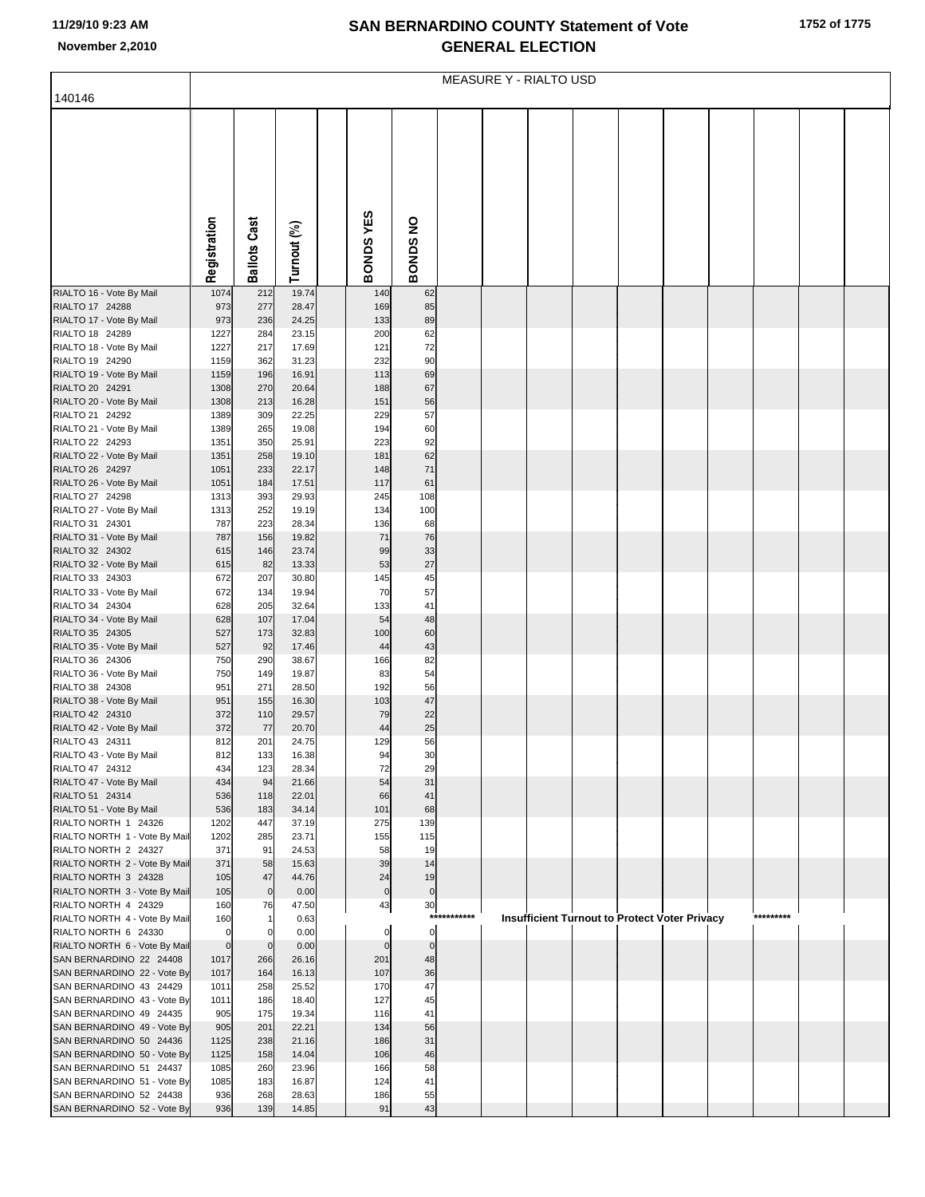# SAN BERNARDINO COUNTY Statement of Vote
## GENERAL ELECTION

11/29/10 9:23 AM
November 2,2010

MEASURE Y - RIALTO USD

| 140146 | Registration | Ballots Cast | Turnout (%) | | BONDS YES | BONDS NO |
|---|---|---|---|---|---|---|
| RIALTO 16 - Vote By Mail | 1074 | 212 | 19.74 | | 140 | 62 |
| RIALTO 17 24288 | 973 | 277 | 28.47 | | 169 | 85 |
| RIALTO 17 - Vote By Mail | 973 | 236 | 24.25 | | 133 | 89 |
| RIALTO 18 24289 | 1227 | 284 | 23.15 | | 200 | 62 |
| RIALTO 18 - Vote By Mail | 1227 | 217 | 17.69 | | 121 | 72 |
| RIALTO 19 24290 | 1159 | 362 | 31.23 | | 232 | 90 |
| RIALTO 19 - Vote By Mail | 1159 | 196 | 16.91 | | 113 | 69 |
| RIALTO 20 24291 | 1308 | 270 | 20.64 | | 188 | 67 |
| RIALTO 20 - Vote By Mail | 1308 | 213 | 16.28 | | 151 | 56 |
| RIALTO 21 24292 | 1389 | 309 | 22.25 | | 229 | 57 |
| RIALTO 21 - Vote By Mail | 1389 | 265 | 19.08 | | 194 | 60 |
| RIALTO 22 24293 | 1351 | 350 | 25.91 | | 223 | 92 |
| RIALTO 22 - Vote By Mail | 1351 | 258 | 19.10 | | 181 | 62 |
| RIALTO 26 24297 | 1051 | 233 | 22.17 | | 148 | 71 |
| RIALTO 26 - Vote By Mail | 1051 | 184 | 17.51 | | 117 | 61 |
| RIALTO 27 24298 | 1313 | 393 | 29.93 | | 245 | 108 |
| RIALTO 27 - Vote By Mail | 1313 | 252 | 19.19 | | 134 | 100 |
| RIALTO 31 24301 | 787 | 223 | 28.34 | | 136 | 68 |
| RIALTO 31 - Vote By Mail | 787 | 156 | 19.82 | | 71 | 76 |
| RIALTO 32 24302 | 615 | 146 | 23.74 | | 99 | 33 |
| RIALTO 32 - Vote By Mail | 615 | 82 | 13.33 | | 53 | 27 |
| RIALTO 33 24303 | 672 | 207 | 30.80 | | 145 | 45 |
| RIALTO 33 - Vote By Mail | 672 | 134 | 19.94 | | 70 | 57 |
| RIALTO 34 24304 | 628 | 205 | 32.64 | | 133 | 41 |
| RIALTO 34 - Vote By Mail | 628 | 107 | 17.04 | | 54 | 48 |
| RIALTO 35 24305 | 527 | 173 | 32.83 | | 100 | 60 |
| RIALTO 35 - Vote By Mail | 527 | 92 | 17.46 | | 44 | 43 |
| RIALTO 36 24306 | 750 | 290 | 38.67 | | 166 | 82 |
| RIALTO 36 - Vote By Mail | 750 | 149 | 19.87 | | 83 | 54 |
| RIALTO 38 24308 | 951 | 271 | 28.50 | | 192 | 56 |
| RIALTO 38 - Vote By Mail | 951 | 155 | 16.30 | | 103 | 47 |
| RIALTO 42 24310 | 372 | 110 | 29.57 | | 79 | 22 |
| RIALTO 42 - Vote By Mail | 372 | 77 | 20.70 | | 44 | 25 |
| RIALTO 43 24311 | 812 | 201 | 24.75 | | 129 | 56 |
| RIALTO 43 - Vote By Mail | 812 | 133 | 16.38 | | 94 | 30 |
| RIALTO 47 24312 | 434 | 123 | 28.34 | | 72 | 29 |
| RIALTO 47 - Vote By Mail | 434 | 94 | 21.66 | | 54 | 31 |
| RIALTO 51 24314 | 536 | 118 | 22.01 | | 66 | 41 |
| RIALTO 51 - Vote By Mail | 536 | 183 | 34.14 | | 101 | 68 |
| RIALTO NORTH 1 24326 | 1202 | 447 | 37.19 | | 275 | 139 |
| RIALTO NORTH 1 - Vote By Mail | 1202 | 285 | 23.71 | | 155 | 115 |
| RIALTO NORTH 2 24327 | 371 | 91 | 24.53 | | 58 | 19 |
| RIALTO NORTH 2 - Vote By Mail | 371 | 58 | 15.63 | | 39 | 14 |
| RIALTO NORTH 3 24328 | 105 | 47 | 44.76 | | 24 | 19 |
| RIALTO NORTH 3 - Vote By Mail | 105 | 0 | 0.00 | | 0 | 0 |
| RIALTO NORTH 4 24329 | 160 | 76 | 47.50 | | 43 | 30 |
| RIALTO NORTH 4 - Vote By Mail | 160 | 1 | 0.63 | | *********** Insufficient Turnout to Protect Voter Privacy ********* | |
| RIALTO NORTH 6 24330 | 0 | 0 | 0.00 | | 0 | 0 |
| RIALTO NORTH 6 - Vote By Mail | 0 | 0 | 0.00 | | 0 | 0 |
| SAN BERNARDINO 22 24408 | 1017 | 266 | 26.16 | | 201 | 48 |
| SAN BERNARDINO 22 - Vote By | 1017 | 164 | 16.13 | | 107 | 36 |
| SAN BERNARDINO 43 24429 | 1011 | 258 | 25.52 | | 170 | 47 |
| SAN BERNARDINO 43 - Vote By | 1011 | 186 | 18.40 | | 127 | 45 |
| SAN BERNARDINO 49 24435 | 905 | 175 | 19.34 | | 116 | 41 |
| SAN BERNARDINO 49 - Vote By | 905 | 201 | 22.21 | | 134 | 56 |
| SAN BERNARDINO 50 24436 | 1125 | 238 | 21.16 | | 186 | 31 |
| SAN BERNARDINO 50 - Vote By | 1125 | 158 | 14.04 | | 106 | 46 |
| SAN BERNARDINO 51 24437 | 1085 | 260 | 23.96 | | 166 | 58 |
| SAN BERNARDINO 51 - Vote By | 1085 | 183 | 16.87 | | 124 | 41 |
| SAN BERNARDINO 52 24438 | 936 | 268 | 28.63 | | 186 | 55 |
| SAN BERNARDINO 52 - Vote By | 936 | 139 | 14.85 | | 91 | 43 |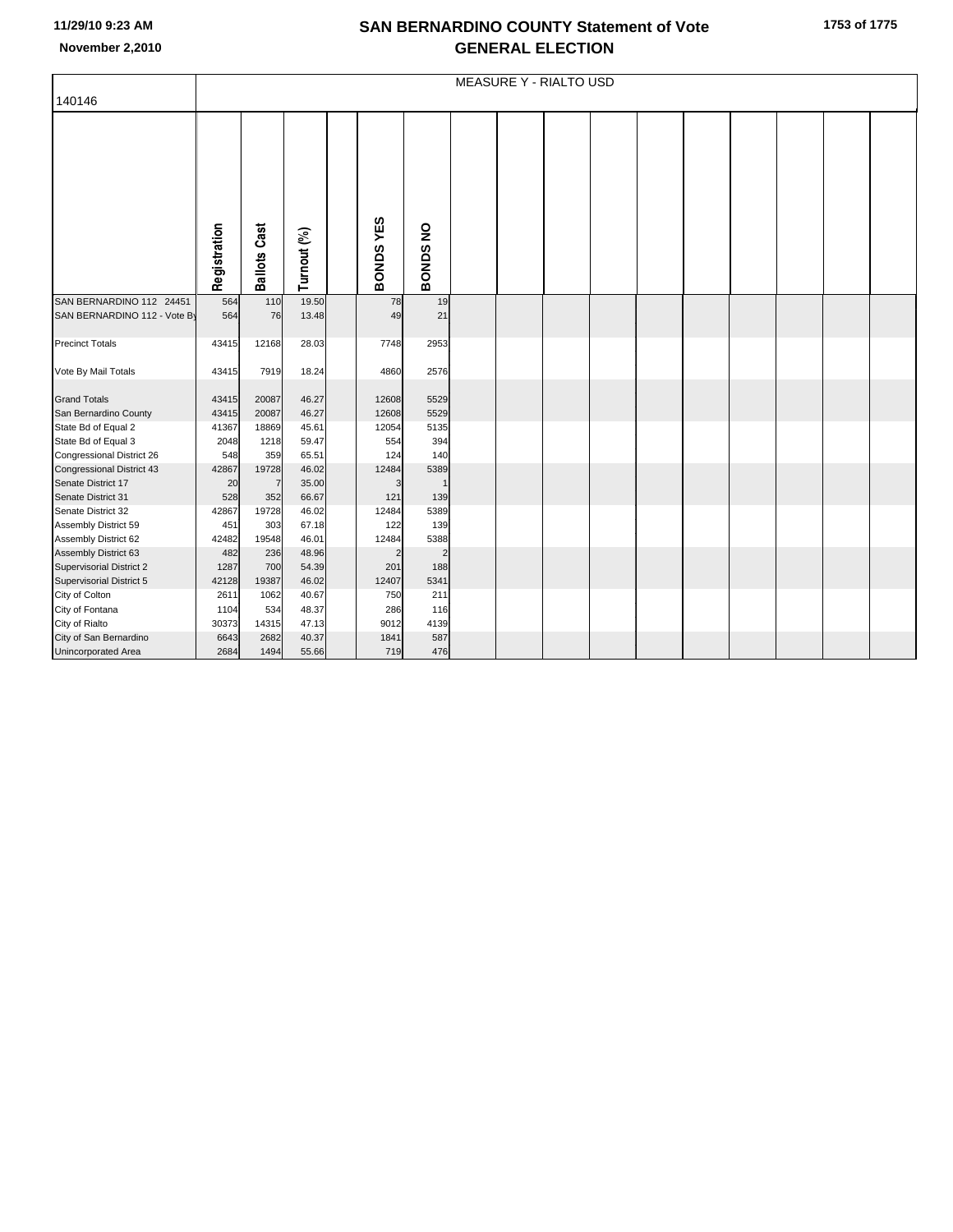# SAN BERNARDINO COUNTY Statement of Vote
## GENERAL ELECTION

11/29/10 9:23 AM
November 2,2010

| 140146 | MEASURE Y - RIALTO USD | | | | | |
|---|---|---|---|---|---|---|
| | Registration | Ballots Cast | Turnout (%) | | BONDS YES | BONDS NO |
| SAN BERNARDINO 112 24451 | 564 | 110 | 19.50 | | 78 | 19 |
| SAN BERNARDINO 112 - Vote By | 564 | 76 | 13.48 | | 49 | 21 |
| Precinct Totals | 43415 | 12168 | 28.03 | | 7748 | 2953 |
| Vote By Mail Totals | 43415 | 7919 | 18.24 | | 4860 | 2576 |
| Grand Totals | 43415 | 20087 | 46.27 | | 12608 | 5529 |
| San Bernardino County | 43415 | 20087 | 46.27 | | 12608 | 5529 |
| State Bd of Equal 2 | 41367 | 18869 | 45.61 | | 12054 | 5135 |
| State Bd of Equal 3 | 2048 | 1218 | 59.47 | | 554 | 394 |
| Congressional District 26 | 548 | 359 | 65.51 | | 124 | 140 |
| Congressional District 43 | 42867 | 19728 | 46.02 | | 12484 | 5389 |
| Senate District 17 | 20 | 7 | 35.00 | | 3 | 1 |
| Senate District 31 | 528 | 352 | 66.67 | | 121 | 139 |
| Senate District 32 | 42867 | 19728 | 46.02 | | 12484 | 5389 |
| Assembly District 59 | 451 | 303 | 67.18 | | 122 | 139 |
| Assembly District 62 | 42482 | 19548 | 46.01 | | 12484 | 5388 |
| Assembly District 63 | 482 | 236 | 48.96 | | 2 | 2 |
| Supervisorial District 2 | 1287 | 700 | 54.39 | | 201 | 188 |
| Supervisorial District 5 | 42128 | 19387 | 46.02 | | 12407 | 5341 |
| City of Colton | 2611 | 1062 | 40.67 | | 750 | 211 |
| City of Fontana | 1104 | 534 | 48.37 | | 286 | 116 |
| City of Rialto | 30373 | 14315 | 47.13 | | 9012 | 4139 |
| City of San Bernardino | 6643 | 2682 | 40.37 | | 1841 | 587 |
| Unincorporated Area | 2684 | 1494 | 55.66 | | 719 | 476 |